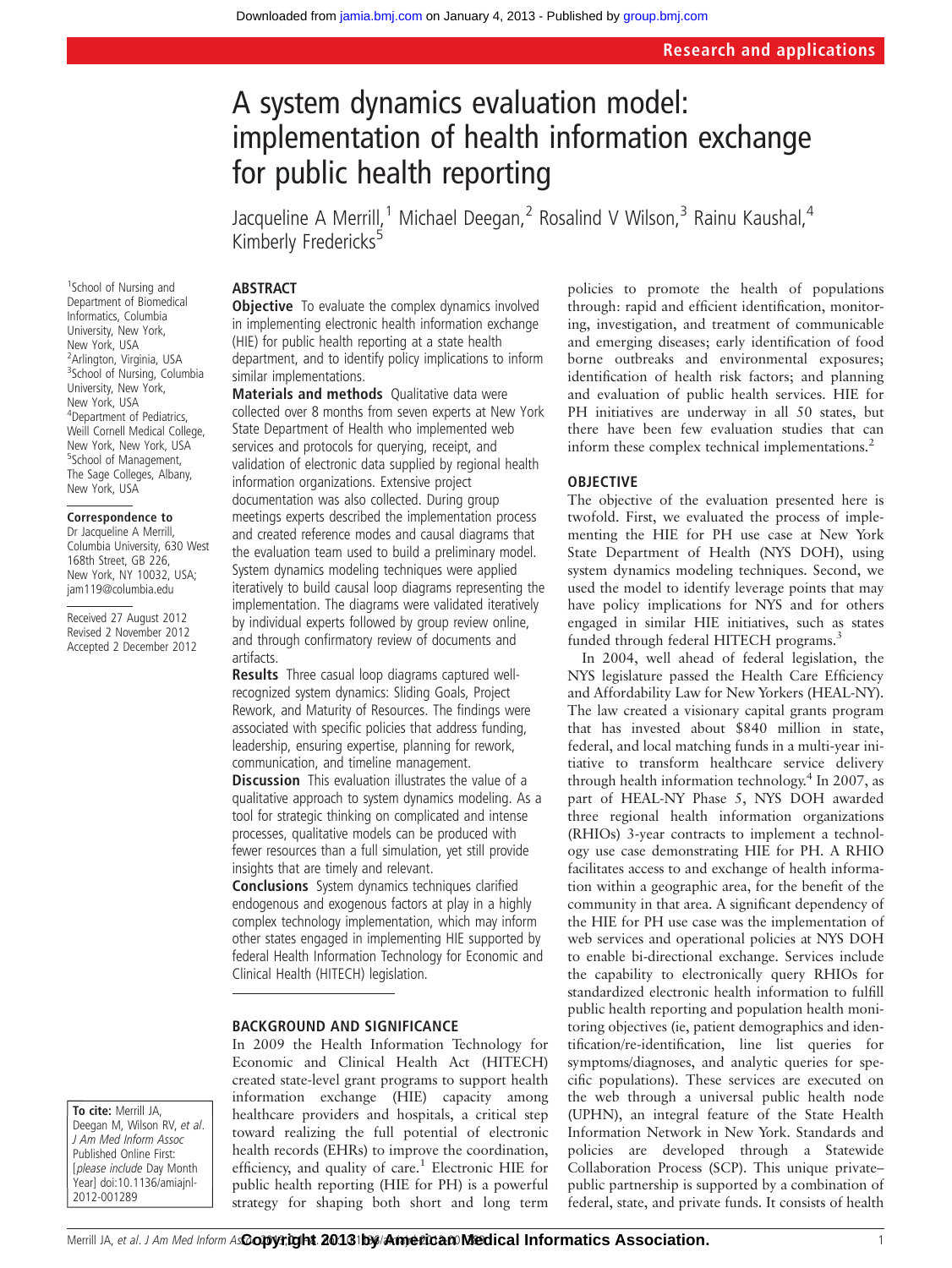# A system dynamics evaluation model: implementation of health information exchange for public health reporting

Jacqueline A Merrill,[1] Michael Deegan,[2] Rosalind V Wilson,[3] Rainu Kaushal,[4] Kimberly Fredericks[5]

[1]School of Nursing and Department of Biomedical Informatics, Columbia University, New York, New York, USA
[2]Arlington, Virginia, USA
[3]School of Nursing, Columbia University, New York, New York, USA
[4]Department of Pediatrics, Weill Cornell Medical College, New York, New York, USA
[5]School of Management, The Sage Colleges, Albany, New York, USA

**Correspondence to**
Dr Jacqueline A Merrill, Columbia University, 630 West 168th Street, GB 226, New York, NY 10032, USA; jam119@columbia.edu

Received 27 August 2012
Revised 2 November 2012
Accepted 2 December 2012

**To cite:** Merrill JA, Deegan M, Wilson RV, *et al*. *J Am Med Inform Assoc* Published Online First: [*please include* Day Month Year] doi:10.1136/amiajnl-2012-001289

## ABSTRACT

**Objective** To evaluate the complex dynamics involved in implementing electronic health information exchange (HIE) for public health reporting at a state health department, and to identify policy implications to inform similar implementations.

**Materials and methods** Qualitative data were collected over 8 months from seven experts at New York State Department of Health who implemented web services and protocols for querying, receipt, and validation of electronic data supplied by regional health information organizations. Extensive project documentation was also collected. During group meetings experts described the implementation process and created reference modes and causal diagrams that the evaluation team used to build a preliminary model. System dynamics modeling techniques were applied iteratively to build causal loop diagrams representing the implementation. The diagrams were validated iteratively by individual experts followed by group review online, and through confirmatory review of documents and artifacts.

**Results** Three casual loop diagrams captured well-recognized system dynamics: Sliding Goals, Project Rework, and Maturity of Resources. The findings were associated with specific policies that address funding, leadership, ensuring expertise, planning for rework, communication, and timeline management.

**Discussion** This evaluation illustrates the value of a qualitative approach to system dynamics modeling. As a tool for strategic thinking on complicated and intense processes, qualitative models can be produced with fewer resources than a full simulation, yet still provide insights that are timely and relevant.

**Conclusions** System dynamics techniques clarified endogenous and exogenous factors at play in a highly complex technology implementation, which may inform other states engaged in implementing HIE supported by federal Health Information Technology for Economic and Clinical Health (HITECH) legislation.

## BACKGROUND AND SIGNIFICANCE

In 2009 the Health Information Technology for Economic and Clinical Health Act (HITECH) created state-level grant programs to support health information exchange (HIE) capacity among healthcare providers and hospitals, a critical step toward realizing the full potential of electronic health records (EHRs) to improve the coordination, efficiency, and quality of care.[1] Electronic HIE for public health reporting (HIE for PH) is a powerful strategy for shaping both short and long term policies to promote the health of populations through: rapid and efficient identification, monitoring, investigation, and treatment of communicable and emerging diseases; early identification of food borne outbreaks and environmental exposures; identification of health risk factors; and planning and evaluation of public health services. HIE for PH initiatives are underway in all 50 states, but there have been few evaluation studies that can inform these complex technical implementations.[2]

## OBJECTIVE

The objective of the evaluation presented here is twofold. First, we evaluated the process of implementing the HIE for PH use case at New York State Department of Health (NYS DOH), using system dynamics modeling techniques. Second, we used the model to identify leverage points that may have policy implications for NYS and for others engaged in similar HIE initiatives, such as states funded through federal HITECH programs.[3]

In 2004, well ahead of federal legislation, the NYS legislature passed the Health Care Efficiency and Affordability Law for New Yorkers (HEAL-NY). The law created a visionary capital grants program that has invested about $840 million in state, federal, and local matching funds in a multi-year initiative to transform healthcare service delivery through health information technology.[4] In 2007, as part of HEAL-NY Phase 5, NYS DOH awarded three regional health information organizations (RHIOs) 3-year contracts to implement a technology use case demonstrating HIE for PH. A RHIO facilitates access to and exchange of health information within a geographic area, for the benefit of the community in that area. A significant dependency of the HIE for PH use case was the implementation of web services and operational policies at NYS DOH to enable bi-directional exchange. Services include the capability to electronically query RHIOs for standardized electronic health information to fulfill public health reporting and population health monitoring objectives (ie, patient demographics and identification/re-identification, line list queries for symptoms/diagnoses, and analytic queries for specific populations). These services are executed on the web through a universal public health node (UPHN), an integral feature of the State Health Information Network in New York. Standards and policies are developed through a Statewide Collaboration Process (SCP). This unique private–public partnership is supported by a combination of federal, state, and private funds. It consists of health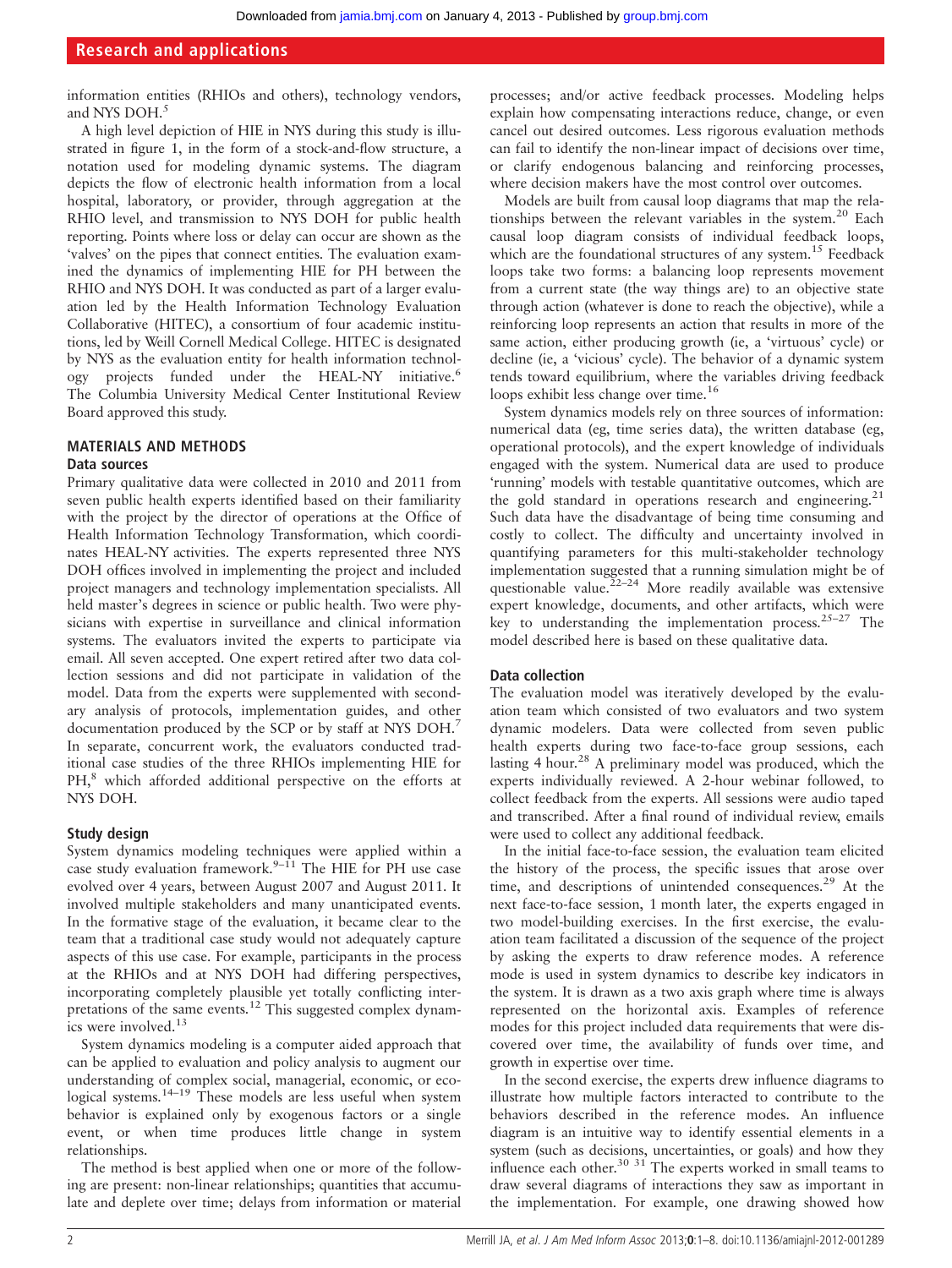information entities (RHIOs and others), technology vendors, and NYS DOH.[5]

A high level depiction of HIE in NYS during this study is illustrated in figure 1, in the form of a stock-and-flow structure, a notation used for modeling dynamic systems. The diagram depicts the flow of electronic health information from a local hospital, laboratory, or provider, through aggregation at the RHIO level, and transmission to NYS DOH for public health reporting. Points where loss or delay can occur are shown as the 'valves' on the pipes that connect entities. The evaluation examined the dynamics of implementing HIE for PH between the RHIO and NYS DOH. It was conducted as part of a larger evaluation led by the Health Information Technology Evaluation Collaborative (HITEC), a consortium of four academic institutions, led by Weill Cornell Medical College. HITEC is designated by NYS as the evaluation entity for health information technology projects funded under the HEAL-NY initiative.[6] The Columbia University Medical Center Institutional Review Board approved this study.

## MATERIALS AND METHODS

### Data sources

Primary qualitative data were collected in 2010 and 2011 from seven public health experts identified based on their familiarity with the project by the director of operations at the Office of Health Information Technology Transformation, which coordinates HEAL-NY activities. The experts represented three NYS DOH offices involved in implementing the project and included project managers and technology implementation specialists. All held master's degrees in science or public health. Two were physicians with expertise in surveillance and clinical information systems. The evaluators invited the experts to participate via email. All seven accepted. One expert retired after two data collection sessions and did not participate in validation of the model. Data from the experts were supplemented with secondary analysis of protocols, implementation guides, and other documentation produced by the SCP or by staff at NYS DOH.[7] In separate, concurrent work, the evaluators conducted traditional case studies of the three RHIOs implementing HIE for PH,[8] which afforded additional perspective on the efforts at NYS DOH.

### Study design

System dynamics modeling techniques were applied within a case study evaluation framework.[9–11] The HIE for PH use case evolved over 4 years, between August 2007 and August 2011. It involved multiple stakeholders and many unanticipated events. In the formative stage of the evaluation, it became clear to the team that a traditional case study would not adequately capture aspects of this use case. For example, participants in the process at the RHIOs and at NYS DOH had differing perspectives, incorporating completely plausible yet totally conflicting interpretations of the same events.[12] This suggested complex dynamics were involved.[13]

System dynamics modeling is a computer aided approach that can be applied to evaluation and policy analysis to augment our understanding of complex social, managerial, economic, or ecological systems.[14–19] These models are less useful when system behavior is explained only by exogenous factors or a single event, or when time produces little change in system relationships.

The method is best applied when one or more of the following are present: non-linear relationships; quantities that accumulate and deplete over time; delays from information or material processes; and/or active feedback processes. Modeling helps explain how compensating interactions reduce, change, or even cancel out desired outcomes. Less rigorous evaluation methods can fail to identify the non-linear impact of decisions over time, or clarify endogenous balancing and reinforcing processes, where decision makers have the most control over outcomes.

Models are built from causal loop diagrams that map the relationships between the relevant variables in the system.[20] Each causal loop diagram consists of individual feedback loops, which are the foundational structures of any system.[15] Feedback loops take two forms: a balancing loop represents movement from a current state (the way things are) to an objective state through action (whatever is done to reach the objective), while a reinforcing loop represents an action that results in more of the same action, either producing growth (ie, a 'virtuous' cycle) or decline (ie, a 'vicious' cycle). The behavior of a dynamic system tends toward equilibrium, where the variables driving feedback loops exhibit less change over time.[16]

System dynamics models rely on three sources of information: numerical data (eg, time series data), the written database (eg, operational protocols), and the expert knowledge of individuals engaged with the system. Numerical data are used to produce 'running' models with testable quantitative outcomes, which are the gold standard in operations research and engineering.[21] Such data have the disadvantage of being time consuming and costly to collect. The difficulty and uncertainty involved in quantifying parameters for this multi-stakeholder technology implementation suggested that a running simulation might be of questionable value.[22–24] More readily available was extensive expert knowledge, documents, and other artifacts, which were key to understanding the implementation process.[25–27] The model described here is based on these qualitative data.

### Data collection

The evaluation model was iteratively developed by the evaluation team which consisted of two evaluators and two system dynamic modelers. Data were collected from seven public health experts during two face-to-face group sessions, each lasting 4 hour.[28] A preliminary model was produced, which the experts individually reviewed. A 2-hour webinar followed, to collect feedback from the experts. All sessions were audio taped and transcribed. After a final round of individual review, emails were used to collect any additional feedback.

In the initial face-to-face session, the evaluation team elicited the history of the process, the specific issues that arose over time, and descriptions of unintended consequences.[29] At the next face-to-face session, 1 month later, the experts engaged in two model-building exercises. In the first exercise, the evaluation team facilitated a discussion of the sequence of the project by asking the experts to draw reference modes. A reference mode is used in system dynamics to describe key indicators in the system. It is drawn as a two axis graph where time is always represented on the horizontal axis. Examples of reference modes for this project included data requirements that were discovered over time, the availability of funds over time, and growth in expertise over time.

In the second exercise, the experts drew influence diagrams to illustrate how multiple factors interacted to contribute to the behaviors described in the reference modes. An influence diagram is an intuitive way to identify essential elements in a system (such as decisions, uncertainties, or goals) and how they influence each other.[30 31] The experts worked in small teams to draw several diagrams of interactions they saw as important in the implementation. For example, one drawing showed how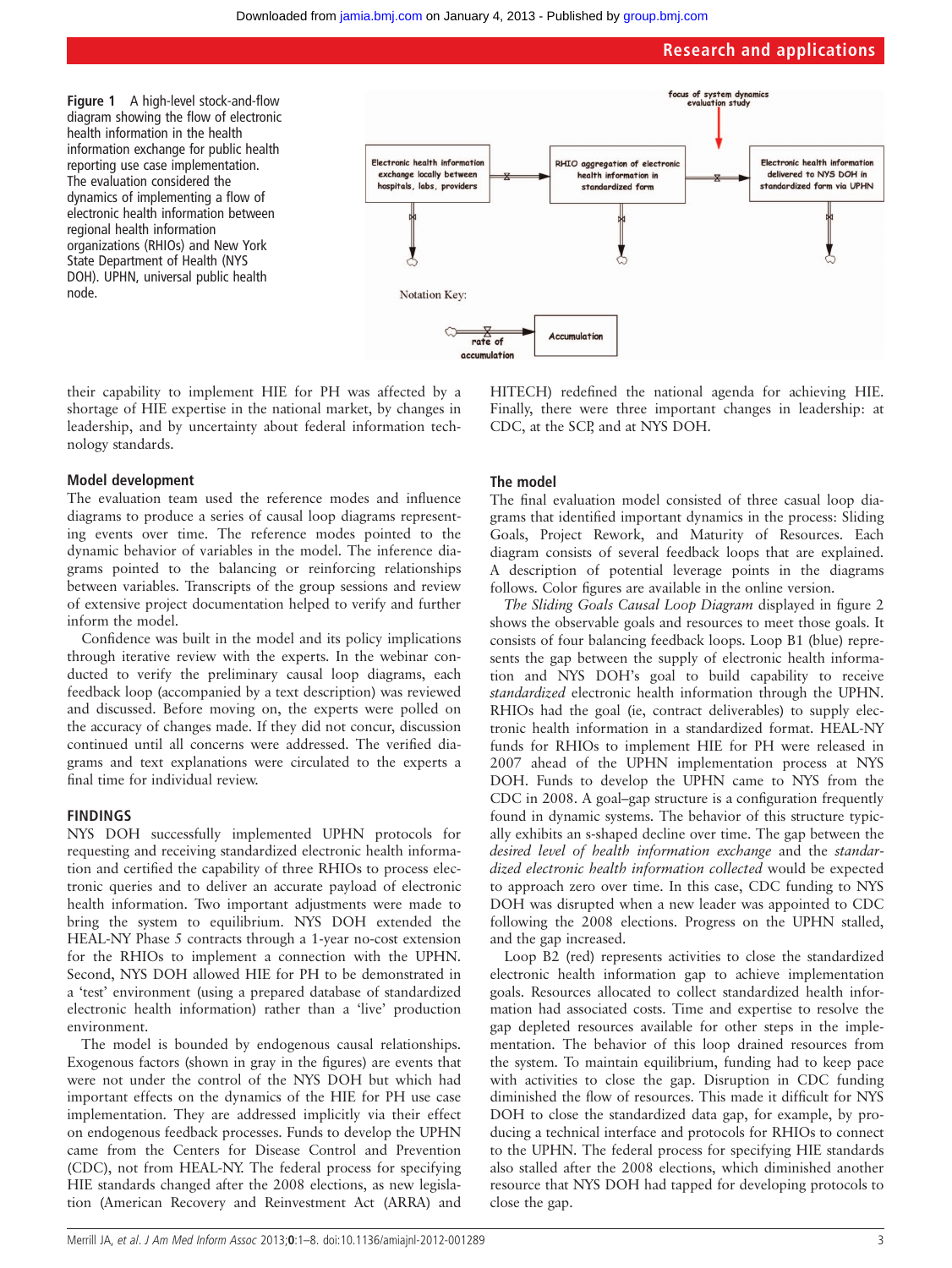Figure 1 A high-level stock-and-flow diagram showing the flow of electronic health information in the health information exchange for public health reporting use case implementation. The evaluation considered the dynamics of implementing a flow of electronic health information between regional health information organizations (RHIOs) and New York State Department of Health (NYS DOH). UPHN, universal public health node.

their capability to implement HIE for PH was affected by a shortage of HIE expertise in the national market, by changes in leadership, and by uncertainty about federal information technology standards.

### Model development

The evaluation team used the reference modes and influence diagrams to produce a series of causal loop diagrams representing events over time. The reference modes pointed to the dynamic behavior of variables in the model. The inference diagrams pointed to the balancing or reinforcing relationships between variables. Transcripts of the group sessions and review of extensive project documentation helped to verify and further inform the model.

Confidence was built in the model and its policy implications through iterative review with the experts. In the webinar conducted to verify the preliminary causal loop diagrams, each feedback loop (accompanied by a text description) was reviewed and discussed. Before moving on, the experts were polled on the accuracy of changes made. If they did not concur, discussion continued until all concerns were addressed. The verified diagrams and text explanations were circulated to the experts a final time for individual review.

## FINDINGS

NYS DOH successfully implemented UPHN protocols for requesting and receiving standardized electronic health information and certified the capability of three RHIOs to process electronic queries and to deliver an accurate payload of electronic health information. Two important adjustments were made to bring the system to equilibrium. NYS DOH extended the HEAL-NY Phase 5 contracts through a 1-year no-cost extension for the RHIOs to implement a connection with the UPHN. Second, NYS DOH allowed HIE for PH to be demonstrated in a 'test' environment (using a prepared database of standardized electronic health information) rather than a 'live' production environment.

The model is bounded by endogenous causal relationships. Exogenous factors (shown in gray in the figures) are events that were not under the control of the NYS DOH but which had important effects on the dynamics of the HIE for PH use case implementation. They are addressed implicitly via their effect on endogenous feedback processes. Funds to develop the UPHN came from the Centers for Disease Control and Prevention (CDC), not from HEAL-NY. The federal process for specifying HIE standards changed after the 2008 elections, as new legislation (American Recovery and Reinvestment Act (ARRA) and HITECH) redefined the national agenda for achieving HIE. Finally, there were three important changes in leadership: at CDC, at the SCP, and at NYS DOH.

### The model

The final evaluation model consisted of three casual loop diagrams that identified important dynamics in the process: Sliding Goals, Project Rework, and Maturity of Resources. Each diagram consists of several feedback loops that are explained. A description of potential leverage points in the diagrams follows. Color figures are available in the online version.

*The Sliding Goals Causal Loop Diagram* displayed in figure 2 shows the observable goals and resources to meet those goals. It consists of four balancing feedback loops. Loop B1 (blue) represents the gap between the supply of electronic health information and NYS DOH's goal to build capability to receive *standardized* electronic health information through the UPHN. RHIOs had the goal (ie, contract deliverables) to supply electronic health information in a standardized format. HEAL-NY funds for RHIOs to implement HIE for PH were released in 2007 ahead of the UPHN implementation process at NYS DOH. Funds to develop the UPHN came to NYS from the CDC in 2008. A goal–gap structure is a configuration frequently found in dynamic systems. The behavior of this structure typically exhibits an s-shaped decline over time. The gap between the *desired level of health information exchange* and the *standardized electronic health information collected* would be expected to approach zero over time. In this case, CDC funding to NYS DOH was disrupted when a new leader was appointed to CDC following the 2008 elections. Progress on the UPHN stalled, and the gap increased.

Loop B2 (red) represents activities to close the standardized electronic health information gap to achieve implementation goals. Resources allocated to collect standardized health information had associated costs. Time and expertise to resolve the gap depleted resources available for other steps in the implementation. The behavior of this loop drained resources from the system. To maintain equilibrium, funding had to keep pace with activities to close the gap. Disruption in CDC funding diminished the flow of resources. This made it difficult for NYS DOH to close the standardized data gap, for example, by producing a technical interface and protocols for RHIOs to connect to the UPHN. The federal process for specifying HIE standards also stalled after the 2008 elections, which diminished another resource that NYS DOH had tapped for developing protocols to close the gap.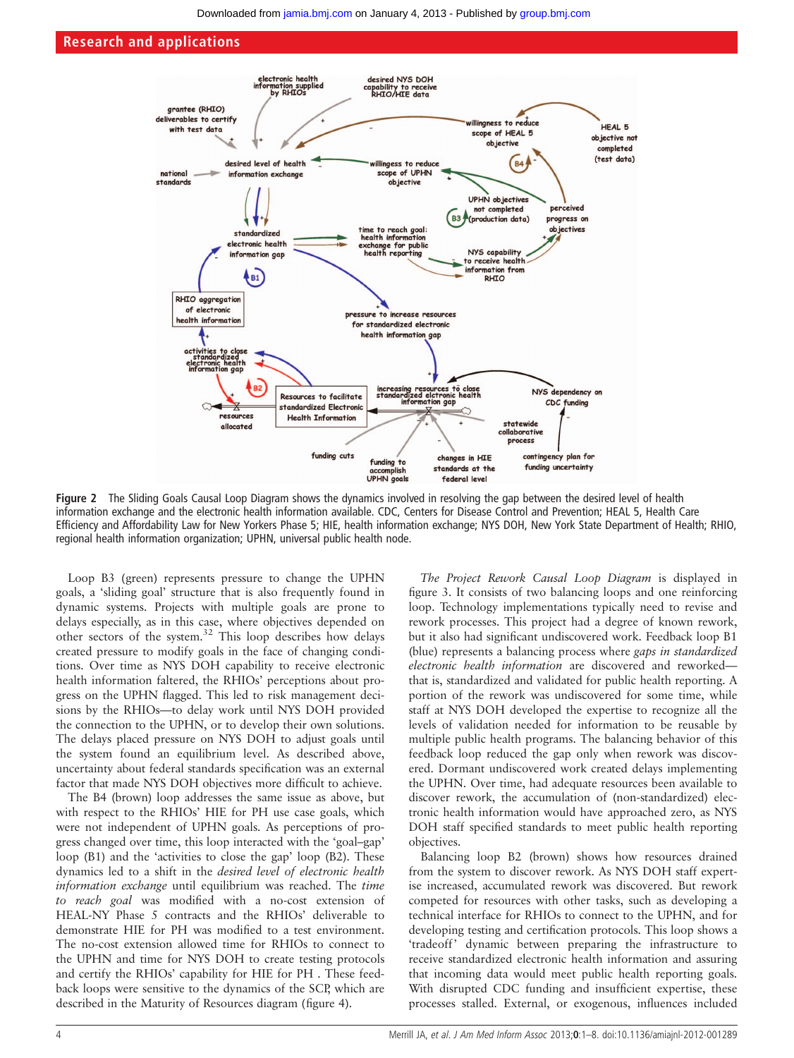Figure 2 The Sliding Goals Causal Loop Diagram shows the dynamics involved in resolving the gap between the desired level of health information exchange and the electronic health information available. CDC, Centers for Disease Control and Prevention; HEAL 5, Health Care Efficiency and Affordability Law for New Yorkers Phase 5; HIE, health information exchange; NYS DOH, New York State Department of Health; RHIO, regional health information organization; UPHN, universal public health node.

Loop B3 (green) represents pressure to change the UPHN goals, a 'sliding goal' structure that is also frequently found in dynamic systems. Projects with multiple goals are prone to delays especially, as in this case, where objectives depended on other sectors of the system.[32] This loop describes how delays created pressure to modify goals in the face of changing conditions. Over time as NYS DOH capability to receive electronic health information faltered, the RHIOs' perceptions about progress on the UPHN flagged. This led to risk management decisions by the RHIOs—to delay work until NYS DOH provided the connection to the UPHN, or to develop their own solutions. The delays placed pressure on NYS DOH to adjust goals until the system found an equilibrium level. As described above, uncertainty about federal standards specification was an external factor that made NYS DOH objectives more difficult to achieve.

The B4 (brown) loop addresses the same issue as above, but with respect to the RHIOs' HIE for PH use case goals, which were not independent of UPHN goals. As perceptions of progress changed over time, this loop interacted with the 'goal–gap' loop (B1) and the 'activities to close the gap' loop (B2). These dynamics led to a shift in the *desired level of electronic health information exchange* until equilibrium was reached. The *time to reach goal* was modified with a no-cost extension of HEAL-NY Phase 5 contracts and the RHIOs' deliverable to demonstrate HIE for PH was modified to a test environment. The no-cost extension allowed time for RHIOs to connect to the UPHN and time for NYS DOH to create testing protocols and certify the RHIOs' capability for HIE for PH . These feedback loops were sensitive to the dynamics of the SCP, which are described in the Maturity of Resources diagram (figure 4).

*The Project Rework Causal Loop Diagram* is displayed in figure 3. It consists of two balancing loops and one reinforcing loop. Technology implementations typically need to revise and rework processes. This project had a degree of known rework, but it also had significant undiscovered work. Feedback loop B1 (blue) represents a balancing process where *gaps in standardized electronic health information* are discovered and reworked—that is, standardized and validated for public health reporting. A portion of the rework was undiscovered for some time, while staff at NYS DOH developed the expertise to recognize all the levels of validation needed for information to be reusable by multiple public health programs. The balancing behavior of this feedback loop reduced the gap only when rework was discovered. Dormant undiscovered work created delays implementing the UPHN. Over time, had adequate resources been available to discover rework, the accumulation of (non-standardized) electronic health information would have approached zero, as NYS DOH staff specified standards to meet public health reporting objectives.

Balancing loop B2 (brown) shows how resources drained from the system to discover rework. As NYS DOH staff expertise increased, accumulated rework was discovered. But rework competed for resources with other tasks, such as developing a technical interface for RHIOs to connect to the UPHN, and for developing testing and certification protocols. This loop shows a 'tradeoff' dynamic between preparing the infrastructure to receive standardized electronic health information and assuring that incoming data would meet public health reporting goals. With disrupted CDC funding and insufficient expertise, these processes stalled. External, or exogenous, influences included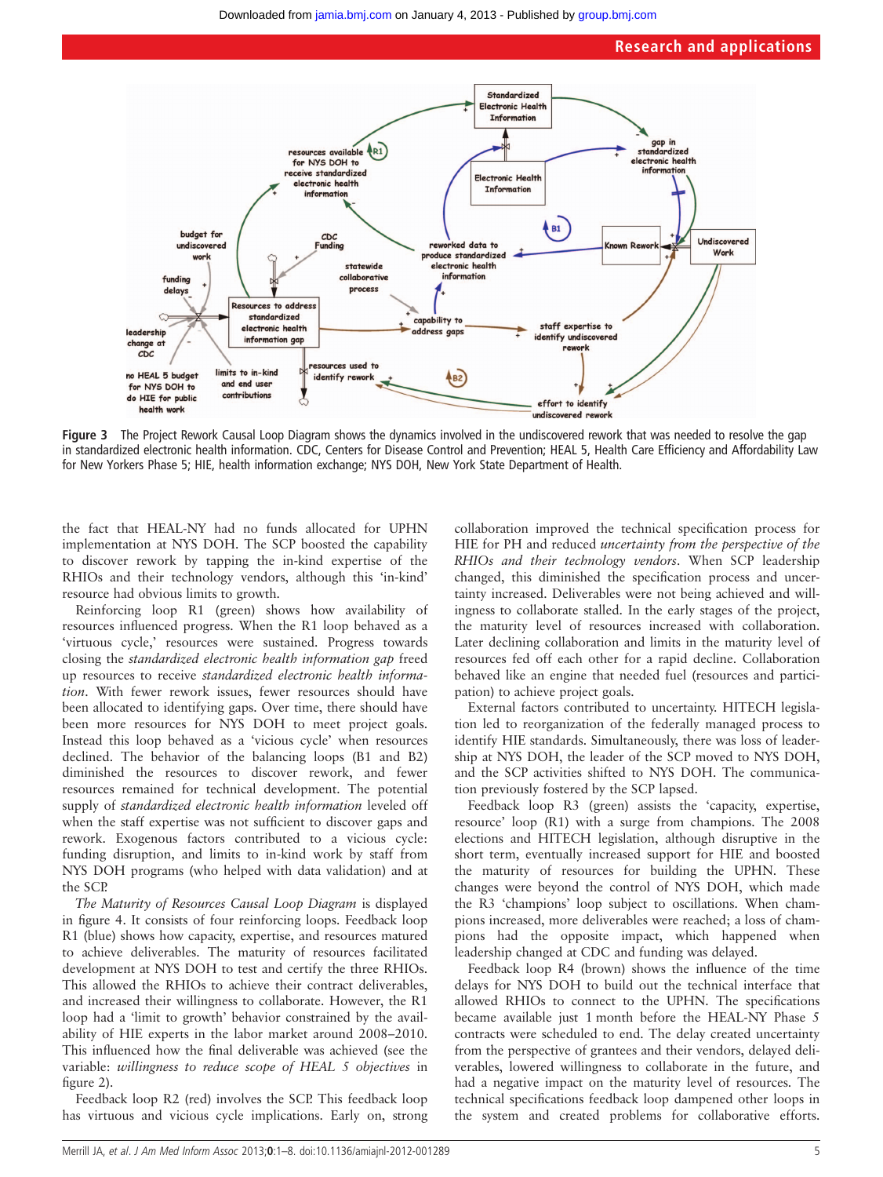Figure 3 The Project Rework Causal Loop Diagram shows the dynamics involved in the undiscovered rework that was needed to resolve the gap in standardized electronic health information. CDC, Centers for Disease Control and Prevention; HEAL 5, Health Care Efficiency and Affordability Law for New Yorkers Phase 5; HIE, health information exchange; NYS DOH, New York State Department of Health.

the fact that HEAL-NY had no funds allocated for UPHN implementation at NYS DOH. The SCP boosted the capability to discover rework by tapping the in-kind expertise of the RHIOs and their technology vendors, although this 'in-kind' resource had obvious limits to growth.

Reinforcing loop R1 (green) shows how availability of resources influenced progress. When the R1 loop behaved as a 'virtuous cycle,' resources were sustained. Progress towards closing the *standardized electronic health information gap* freed up resources to receive *standardized electronic health information*. With fewer rework issues, fewer resources should have been allocated to identifying gaps. Over time, there should have been more resources for NYS DOH to meet project goals. Instead this loop behaved as a 'vicious cycle' when resources declined. The behavior of the balancing loops (B1 and B2) diminished the resources to discover rework, and fewer resources remained for technical development. The potential supply of *standardized electronic health information* leveled off when the staff expertise was not sufficient to discover gaps and rework. Exogenous factors contributed to a vicious cycle: funding disruption, and limits to in-kind work by staff from NYS DOH programs (who helped with data validation) and at the SCP.

*The Maturity of Resources Causal Loop Diagram* is displayed in figure 4. It consists of four reinforcing loops. Feedback loop R1 (blue) shows how capacity, expertise, and resources matured to achieve deliverables. The maturity of resources facilitated development at NYS DOH to test and certify the three RHIOs. This allowed the RHIOs to achieve their contract deliverables, and increased their willingness to collaborate. However, the R1 loop had a 'limit to growth' behavior constrained by the availability of HIE experts in the labor market around 2008–2010. This influenced how the final deliverable was achieved (see the variable: *willingness to reduce scope of HEAL 5 objectives* in figure 2).

Feedback loop R2 (red) involves the SCP. This feedback loop has virtuous and vicious cycle implications. Early on, strong collaboration improved the technical specification process for HIE for PH and reduced *uncertainty from the perspective of the RHIOs and their technology vendors*. When SCP leadership changed, this diminished the specification process and uncertainty increased. Deliverables were not being achieved and willingness to collaborate stalled. In the early stages of the project, the maturity level of resources increased with collaboration. Later declining collaboration and limits in the maturity level of resources fed off each other for a rapid decline. Collaboration behaved like an engine that needed fuel (resources and participation) to achieve project goals.

External factors contributed to uncertainty. HITECH legislation led to reorganization of the federally managed process to identify HIE standards. Simultaneously, there was loss of leadership at NYS DOH, the leader of the SCP moved to NYS DOH, and the SCP activities shifted to NYS DOH. The communication previously fostered by the SCP lapsed.

Feedback loop R3 (green) assists the 'capacity, expertise, resource' loop (R1) with a surge from champions. The 2008 elections and HITECH legislation, although disruptive in the short term, eventually increased support for HIE and boosted the maturity of resources for building the UPHN. These changes were beyond the control of NYS DOH, which made the R3 'champions' loop subject to oscillations. When champions increased, more deliverables were reached; a loss of champions had the opposite impact, which happened when leadership changed at CDC and funding was delayed.

Feedback loop R4 (brown) shows the influence of the time delays for NYS DOH to build out the technical interface that allowed RHIOs to connect to the UPHN. The specifications became available just 1 month before the HEAL-NY Phase 5 contracts were scheduled to end. The delay created uncertainty from the perspective of grantees and their vendors, delayed deliverables, lowered willingness to collaborate in the future, and had a negative impact on the maturity level of resources. The technical specifications feedback loop dampened other loops in the system and created problems for collaborative efforts.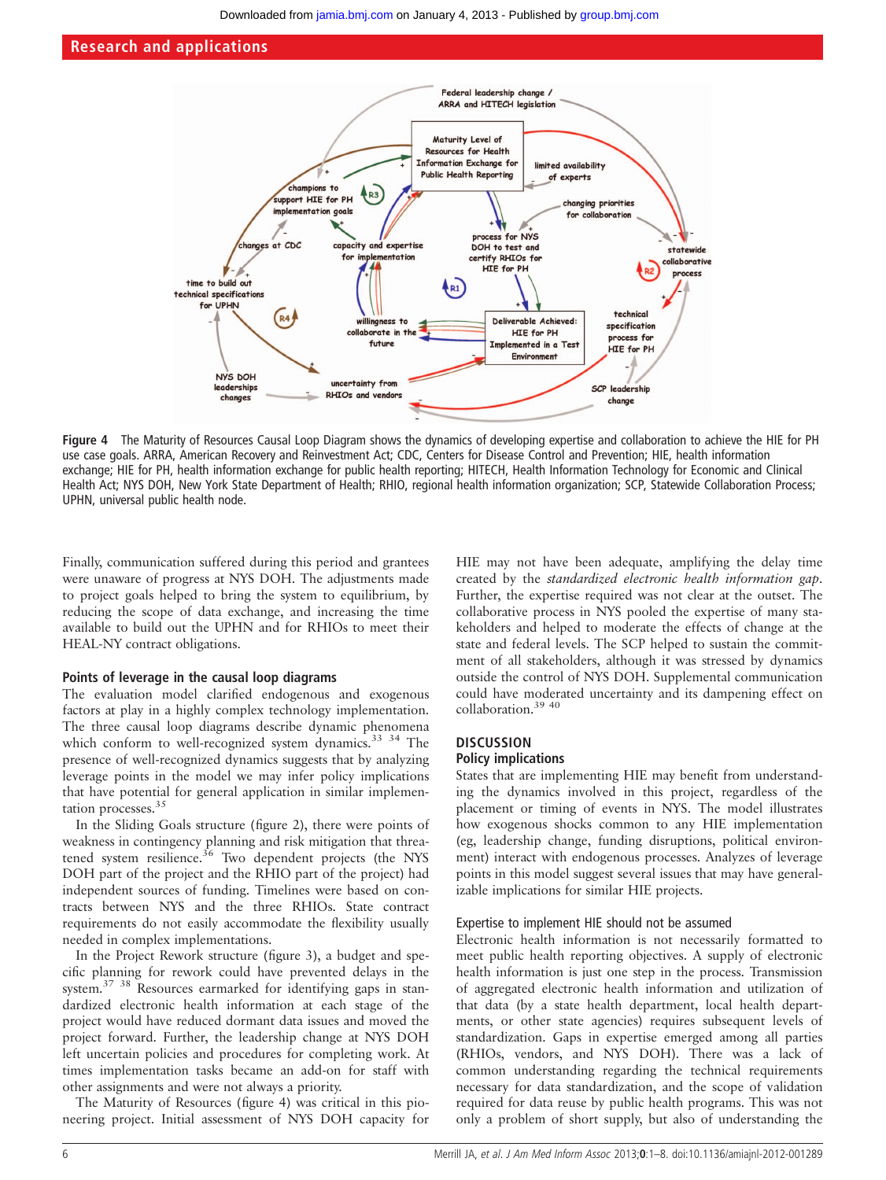Figure 4 The Maturity of Resources Causal Loop Diagram shows the dynamics of developing expertise and collaboration to achieve the HIE for PH use case goals. ARRA, American Recovery and Reinvestment Act; CDC, Centers for Disease Control and Prevention; HIE, health information exchange; HIE for PH, health information exchange for public health reporting; HITECH, Health Information Technology for Economic and Clinical Health Act; NYS DOH, New York State Department of Health; RHIO, regional health information organization; SCP, Statewide Collaboration Process; UPHN, universal public health node.

Finally, communication suffered during this period and grantees were unaware of progress at NYS DOH. The adjustments made to project goals helped to bring the system to equilibrium, by reducing the scope of data exchange, and increasing the time available to build out the UPHN and for RHIOs to meet their HEAL-NY contract obligations.

### Points of leverage in the causal loop diagrams

The evaluation model clarified endogenous and exogenous factors at play in a highly complex technology implementation. The three causal loop diagrams describe dynamic phenomena which conform to well-recognized system dynamics.[33 34] The presence of well-recognized dynamics suggests that by analyzing leverage points in the model we may infer policy implications that have potential for general application in similar implementation processes.[35]

In the Sliding Goals structure (figure 2), there were points of weakness in contingency planning and risk mitigation that threatened system resilience.[36] Two dependent projects (the NYS DOH part of the project and the RHIO part of the project) had independent sources of funding. Timelines were based on contracts between NYS and the three RHIOs. State contract requirements do not easily accommodate the flexibility usually needed in complex implementations.

In the Project Rework structure (figure 3), a budget and specific planning for rework could have prevented delays in the system.[37 38] Resources earmarked for identifying gaps in standardized electronic health information at each stage of the project would have reduced dormant data issues and moved the project forward. Further, the leadership change at NYS DOH left uncertain policies and procedures for completing work. At times implementation tasks became an add-on for staff with other assignments and were not always a priority.

The Maturity of Resources (figure 4) was critical in this pioneering project. Initial assessment of NYS DOH capacity for HIE may not have been adequate, amplifying the delay time created by the *standardized electronic health information gap*. Further, the expertise required was not clear at the outset. The collaborative process in NYS pooled the expertise of many stakeholders and helped to moderate the effects of change at the state and federal levels. The SCP helped to sustain the commitment of all stakeholders, although it was stressed by dynamics outside the control of NYS DOH. Supplemental communication could have moderated uncertainty and its dampening effect on collaboration.[39 40]

## DISCUSSION

### Policy implications

States that are implementing HIE may benefit from understanding the dynamics involved in this project, regardless of the placement or timing of events in NYS. The model illustrates how exogenous shocks common to any HIE implementation (eg, leadership change, funding disruptions, political environment) interact with endogenous processes. Analyzes of leverage points in this model suggest several issues that may have generalizable implications for similar HIE projects.

#### Expertise to implement HIE should not be assumed

Electronic health information is not necessarily formatted to meet public health reporting objectives. A supply of electronic health information is just one step in the process. Transmission of aggregated electronic health information and utilization of that data (by a state health department, local health departments, or other state agencies) requires subsequent levels of standardization. Gaps in expertise emerged among all parties (RHIOs, vendors, and NYS DOH). There was a lack of common understanding regarding the technical requirements necessary for data standardization, and the scope of validation required for data reuse by public health programs. This was not only a problem of short supply, but also of understanding the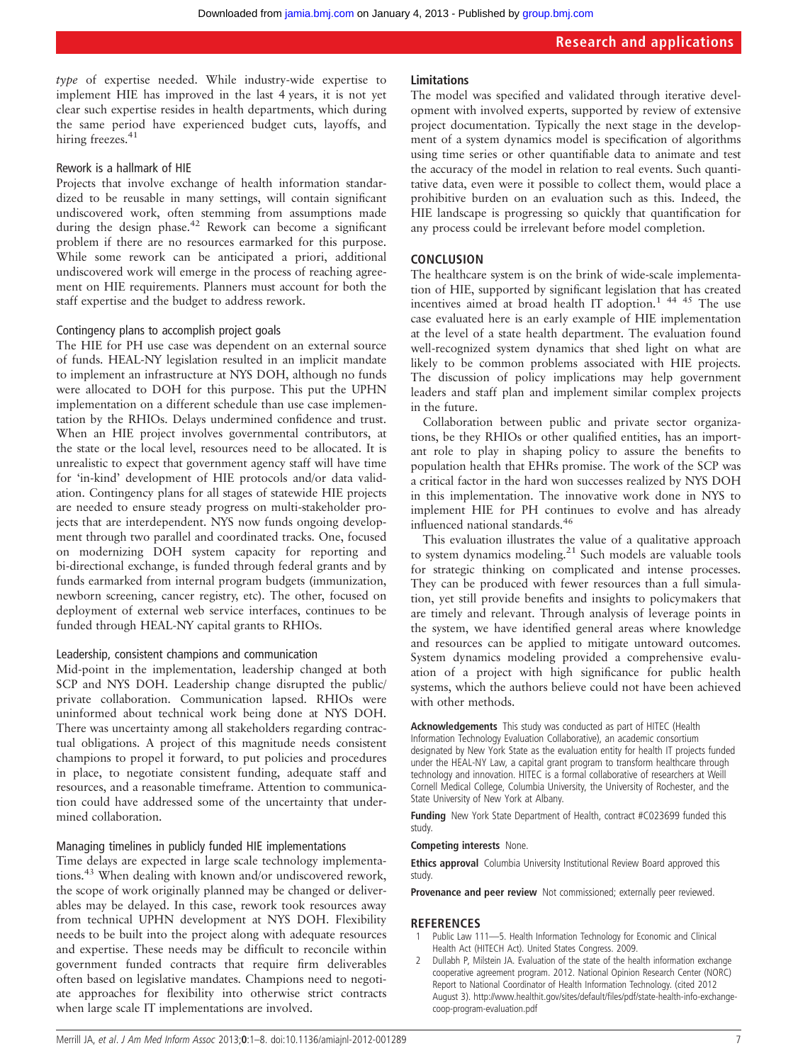*type* of expertise needed. While industry-wide expertise to implement HIE has improved in the last 4 years, it is not yet clear such expertise resides in health departments, which during the same period have experienced budget cuts, layoffs, and hiring freezes.[41]

### Rework is a hallmark of HIE

Projects that involve exchange of health information standardized to be reusable in many settings, will contain significant undiscovered work, often stemming from assumptions made during the design phase.[42] Rework can become a significant problem if there are no resources earmarked for this purpose. While some rework can be anticipated a priori, additional undiscovered work will emerge in the process of reaching agreement on HIE requirements. Planners must account for both the staff expertise and the budget to address rework.

### Contingency plans to accomplish project goals

The HIE for PH use case was dependent on an external source of funds. HEAL-NY legislation resulted in an implicit mandate to implement an infrastructure at NYS DOH, although no funds were allocated to DOH for this purpose. This put the UPHN implementation on a different schedule than use case implementation by the RHIOs. Delays undermined confidence and trust. When an HIE project involves governmental contributors, at the state or the local level, resources need to be allocated. It is unrealistic to expect that government agency staff will have time for 'in-kind' development of HIE protocols and/or data validation. Contingency plans for all stages of statewide HIE projects are needed to ensure steady progress on multi-stakeholder projects that are interdependent. NYS now funds ongoing development through two parallel and coordinated tracks. One, focused on modernizing DOH system capacity for reporting and bi-directional exchange, is funded through federal grants and by funds earmarked from internal program budgets (immunization, newborn screening, cancer registry, etc). The other, focused on deployment of external web service interfaces, continues to be funded through HEAL-NY capital grants to RHIOs.

### Leadership, consistent champions and communication

Mid-point in the implementation, leadership changed at both SCP and NYS DOH. Leadership change disrupted the public/private collaboration. Communication lapsed. RHIOs were uninformed about technical work being done at NYS DOH. There was uncertainty among all stakeholders regarding contractual obligations. A project of this magnitude needs consistent champions to propel it forward, to put policies and procedures in place, to negotiate consistent funding, adequate staff and resources, and a reasonable timeframe. Attention to communication could have addressed some of the uncertainty that undermined collaboration.

### Managing timelines in publicly funded HIE implementations

Time delays are expected in large scale technology implementations.[43] When dealing with known and/or undiscovered rework, the scope of work originally planned may be changed or deliverables may be delayed. In this case, rework took resources away from technical UPHN development at NYS DOH. Flexibility needs to be built into the project along with adequate resources and expertise. These needs may be difficult to reconcile within government funded contracts that require firm deliverables often based on legislative mandates. Champions need to negotiate approaches for flexibility into otherwise strict contracts when large scale IT implementations are involved.

## Limitations

The model was specified and validated through iterative development with involved experts, supported by review of extensive project documentation. Typically the next stage in the development of a system dynamics model is specification of algorithms using time series or other quantifiable data to animate and test the accuracy of the model in relation to real events. Such quantitative data, even were it possible to collect them, would place a prohibitive burden on an evaluation such as this. Indeed, the HIE landscape is progressing so quickly that quantification for any process could be irrelevant before model completion.

## CONCLUSION

The healthcare system is on the brink of wide-scale implementation of HIE, supported by significant legislation that has created incentives aimed at broad health IT adoption.[1 44 45] The use case evaluated here is an early example of HIE implementation at the level of a state health department. The evaluation found well-recognized system dynamics that shed light on what are likely to be common problems associated with HIE projects. The discussion of policy implications may help government leaders and staff plan and implement similar complex projects in the future.

Collaboration between public and private sector organizations, be they RHIOs or other qualified entities, has an important role to play in shaping policy to assure the benefits to population health that EHRs promise. The work of the SCP was a critical factor in the hard won successes realized by NYS DOH in this implementation. The innovative work done in NYS to implement HIE for PH continues to evolve and has already influenced national standards.[46]

This evaluation illustrates the value of a qualitative approach to system dynamics modeling.[21] Such models are valuable tools for strategic thinking on complicated and intense processes. They can be produced with fewer resources than a full simulation, yet still provide benefits and insights to policymakers that are timely and relevant. Through analysis of leverage points in the system, we have identified general areas where knowledge and resources can be applied to mitigate untoward outcomes. System dynamics modeling provided a comprehensive evaluation of a project with high significance for public health systems, which the authors believe could not have been achieved with other methods.

**Acknowledgements** This study was conducted as part of HITEC (Health Information Technology Evaluation Collaborative), an academic consortium designated by New York State as the evaluation entity for health IT projects funded under the HEAL-NY Law, a capital grant program to transform healthcare through technology and innovation. HITEC is a formal collaborative of researchers at Weill Cornell Medical College, Columbia University, the University of Rochester, and the State University of New York at Albany.

**Funding** New York State Department of Health, contract #C023699 funded this study.

**Competing interests** None.

**Ethics approval** Columbia University Institutional Review Board approved this study.

**Provenance and peer review** Not commissioned; externally peer reviewed.

## REFERENCES

1. Public Law 111—5. Health Information Technology for Economic and Clinical Health Act (HITECH Act). United States Congress. 2009.
2. Dullabh P, Milstein JA. Evaluation of the state of the health information exchange cooperative agreement program. 2012. National Opinion Research Center (NORC) Report to National Coordinator of Health Information Technology. (cited 2012 August 3). http://www.healthit.gov/sites/default/files/pdf/state-health-info-exchange-coop-program-evaluation.pdf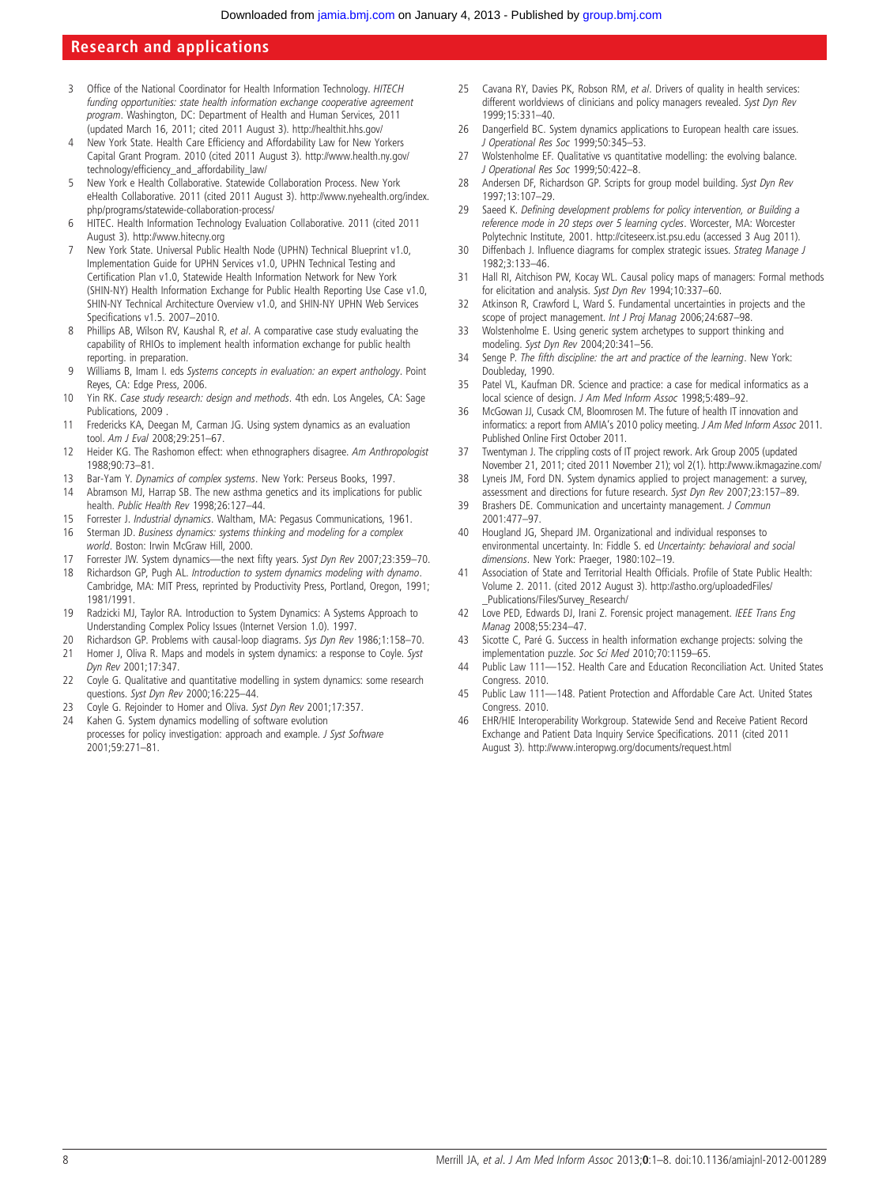3. Office of the National Coordinator for Health Information Technology. *HITECH funding opportunities: state health information exchange cooperative agreement program*. Washington, DC: Department of Health and Human Services, 2011 (updated March 16, 2011; cited 2011 August 3). http://healthit.hhs.gov/
4. New York State. Health Care Efficiency and Affordability Law for New Yorkers Capital Grant Program. 2010 (cited 2011 August 3). http://www.health.ny.gov/technology/efficiency_and_affordability_law/
5. New York e Health Collaborative. Statewide Collaboration Process. New York eHealth Collaborative. 2011 (cited 2011 August 3). http://www.nyehealth.org/index.php/programs/statewide-collaboration-process/
6. HITEC. Health Information Technology Evaluation Collaborative. 2011 (cited 2011 August 3). http://www.hitecny.org
7. New York State. Universal Public Health Node (UPHN) Technical Blueprint v1.0, Implementation Guide for UPHN Services v1.0, UPHN Technical Testing and Certification Plan v1.0, Statewide Health Information Network for New York (SHIN-NY) Health Information Exchange for Public Health Reporting Use Case v1.0, SHIN-NY Technical Architecture Overview v1.0, and SHIN-NY UPHN Web Services Specifications v1.5. 2007–2010.
8. Phillips AB, Wilson RV, Kaushal R, *et al*. A comparative case study evaluating the capability of RHIOs to implement health information exchange for public health reporting. in preparation.
9. Williams B, Imam I. eds *Systems concepts in evaluation: an expert anthology*. Point Reyes, CA: Edge Press, 2006.
10. Yin RK. *Case study research: design and methods*. 4th edn. Los Angeles, CA: Sage Publications, 2009 .
11. Fredericks KA, Deegan M, Carman JG. Using system dynamics as an evaluation tool. *Am J Eval* 2008;29:251–67.
12. Heider KG. The Rashomon effect: when ethnographers disagree. *Am Anthropologist* 1988;90:73–81.
13. Bar-Yam Y. *Dynamics of complex systems*. New York: Perseus Books, 1997.
14. Abramson MJ, Harrap SB. The new asthma genetics and its implications for public health. *Public Health Rev* 1998;26:127–44.
15. Forrester J. *Industrial dynamics*. Waltham, MA: Pegasus Communications, 1961.
16. Sterman JD. *Business dynamics: systems thinking and modeling for a complex world*. Boston: Irwin McGraw Hill, 2000.
17. Forrester JW. System dynamics—the next fifty years. *Syst Dyn Rev* 2007;23:359–70.
18. Richardson GP, Pugh AL. *Introduction to system dynamics modeling with dynamo*. Cambridge, MA: MIT Press, reprinted by Productivity Press, Portland, Oregon, 1991; 1981/1991.
19. Radzicki MJ, Taylor RA. Introduction to System Dynamics: A Systems Approach to Understanding Complex Policy Issues (Internet Version 1.0). 1997.
20. Richardson GP. Problems with causal-loop diagrams. *Sys Dyn Rev* 1986;1:158–70.
21. Homer J, Oliva R. Maps and models in system dynamics: a response to Coyle. *Syst Dyn Rev* 2001;17:347.
22. Coyle G. Qualitative and quantitative modelling in system dynamics: some research questions. *Syst Dyn Rev* 2000;16:225–44.
23. Coyle G. Rejoinder to Homer and Oliva. *Syst Dyn Rev* 2001;17:357.
24. Kahen G. System dynamics modelling of software evolution processes for policy investigation: approach and example. *J Syst Software* 2001;59:271–81.
25. Cavana RY, Davies PK, Robson RM, *et al*. Drivers of quality in health services: different worldviews of clinicians and policy managers revealed. *Syst Dyn Rev* 1999;15:331–40.
26. Dangerfield BC. System dynamics applications to European health care issues. *J Operational Res Soc* 1999;50:345–53.
27. Wolstenholme EF. Qualitative vs quantitative modelling: the evolving balance. *J Operational Res Soc* 1999;50:422–8.
28. Andersen DF, Richardson GP. Scripts for group model building. *Syst Dyn Rev* 1997;13:107–29.
29. Saeed K. *Defining development problems for policy intervention, or Building a reference mode in 20 steps over 5 learning cycles*. Worcester, MA: Worcester Polytechnic Institute, 2001. http://citeseerx.ist.psu.edu (accessed 3 Aug 2011).
30. Diffenbach J. Influence diagrams for complex strategic issues. *Strateg Manage J* 1982;3:133–46.
31. Hall RI, Aitchison PW, Kocay WL. Causal policy maps of managers: Formal methods for elicitation and analysis. *Syst Dyn Rev* 1994;10:337–60.
32. Atkinson R, Crawford L, Ward S. Fundamental uncertainties in projects and the scope of project management. *Int J Proj Manag* 2006;24:687–98.
33. Wolstenholme E. Using generic system archetypes to support thinking and modeling. *Syst Dyn Rev* 2004;20:341–56.
34. Senge P. *The fifth discipline: the art and practice of the learning*. New York: Doubleday, 1990.
35. Patel VL, Kaufman DR. Science and practice: a case for medical informatics as a local science of design. *J Am Med Inform Assoc* 1998;5:489–92.
36. McGowan JJ, Cusack CM, Bloomrosen M. The future of health IT innovation and informatics: a report from AMIA's 2010 policy meeting. *J Am Med Inform Assoc* 2011. Published Online First October 2011.
37. Twentyman J. The crippling costs of IT project rework. Ark Group 2005 (updated November 21, 2011; cited 2011 November 21); vol 2(1). http://www.ikmagazine.com/
38. Lyneis JM, Ford DN. System dynamics applied to project management: a survey, assessment and directions for future research. *Syst Dyn Rev* 2007;23:157–89.
39. Brashers DE. Communication and uncertainty management. *J Commun* 2001:477–97.
40. Hougland JG, Shepard JM. Organizational and individual responses to environmental uncertainty. In: Fiddle S. ed *Uncertainty: behavioral and social dimensions*. New York: Praeger, 1980:102–19.
41. Association of State and Territorial Health Officials. Profile of State Public Health: Volume 2. 2011. (cited 2012 August 3). http://astho.org/uploadedFiles/_Publications/Files/Survey_Research/
42. Love PED, Edwards DJ, Irani Z. Forensic project management. *IEEE Trans Eng Manag* 2008;55:234–47.
43. Sicotte C, Paré G. Success in health information exchange projects: solving the implementation puzzle. *Soc Sci Med* 2010;70:1159–65.
44. Public Law 111—152. Health Care and Education Reconciliation Act. United States Congress. 2010.
45. Public Law 111—148. Patient Protection and Affordable Care Act. United States Congress. 2010.
46. EHR/HIE Interoperability Workgroup. Statewide Send and Receive Patient Record Exchange and Patient Data Inquiry Service Specifications. 2011 (cited 2011 August 3). http://www.interopwg.org/documents/request.html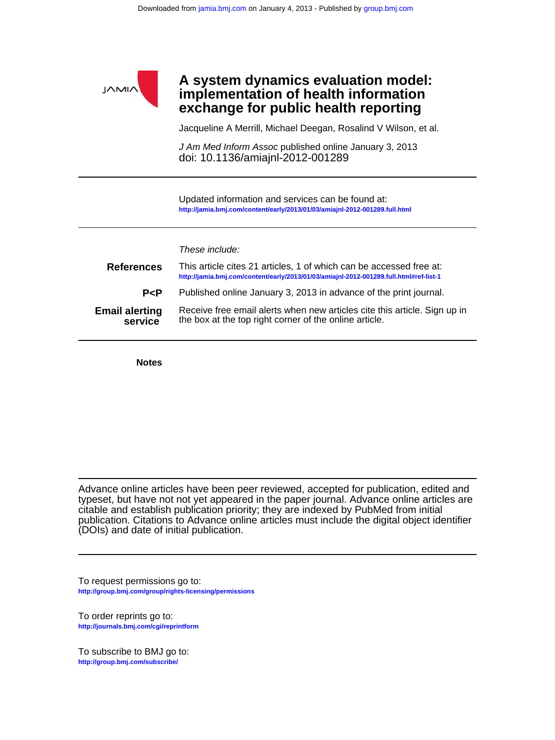Downloaded from jamia.bmj.com on January 4, 2013 - Published by group.bmj.com

JAMIA

# A system dynamics evaluation model: implementation of health information exchange for public health reporting

Jacqueline A Merrill, Michael Deegan, Rosalind V Wilson, et al.

*J Am Med Inform Assoc* published online January 3, 2013
doi: 10.1136/amiajnl-2012-001289

Updated information and services can be found at:
http://jamia.bmj.com/content/early/2013/01/03/amiajnl-2012-001289.full.html

*These include:*

**References** This article cites 21 articles, 1 of which can be accessed free at:
http://jamia.bmj.com/content/early/2013/01/03/amiajnl-2012-001289.full.html#ref-list-1

**P<P** Published online January 3, 2013 in advance of the print journal.

**Email alerting service** Receive free email alerts when new articles cite this article. Sign up in the box at the top right corner of the online article.

**Notes**

Advance online articles have been peer reviewed, accepted for publication, edited and typeset, but have not not yet appeared in the paper journal. Advance online articles are citable and establish publication priority; they are indexed by PubMed from initial publication. Citations to Advance online articles must include the digital object identifier (DOIs) and date of initial publication.

To request permissions go to:
http://group.bmj.com/group/rights-licensing/permissions

To order reprints go to:
http://journals.bmj.com/cgi/reprintform

To subscribe to BMJ go to:
http://group.bmj.com/subscribe/